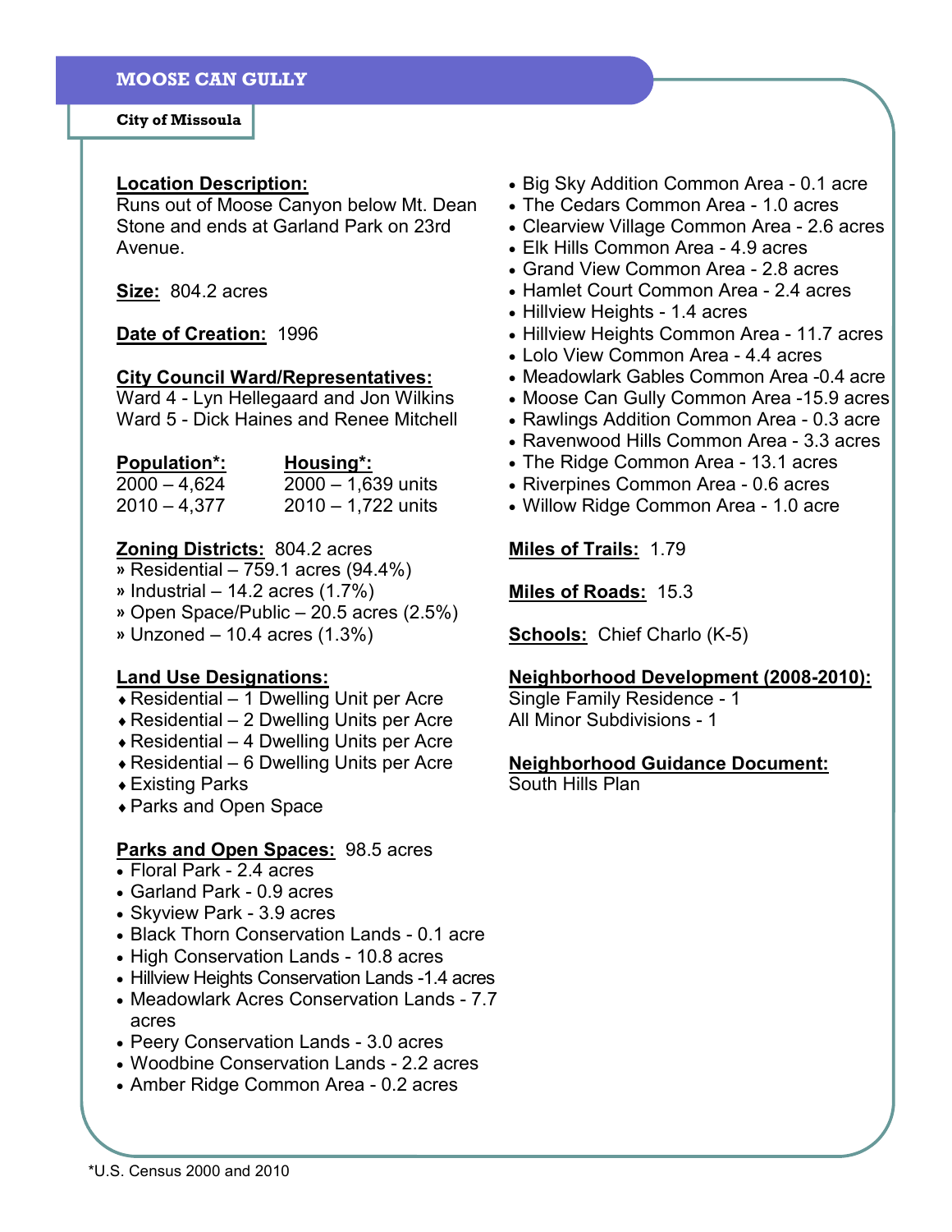# MOOSE CAN GULLY

**City of Missoula**

**Location Description:**
Runs out of Moose Canyon below Mt. Dean Stone and ends at Garland Park on 23rd Avenue.

**Size:** 804.2 acres

**Date of Creation:** 1996

**City Council Ward/Representatives:**
Ward 4 - Lyn Hellegaard and Jon Wilkins
Ward 5 - Dick Haines and Renee Mitchell

| Population*: | Housing*: |
|---|---|
| 2000 – 4,624 | 2000 – 1,639 units |
| 2010 – 4,377 | 2010 – 1,722 units |

**Zoning Districts:** 804.2 acres
- » Residential – 759.1 acres (94.4%)
- » Industrial – 14.2 acres (1.7%)
- » Open Space/Public – 20.5 acres (2.5%)
- » Unzoned – 10.4 acres (1.3%)

**Land Use Designations:**
- Residential – 1 Dwelling Unit per Acre
- Residential – 2 Dwelling Units per Acre
- Residential – 4 Dwelling Units per Acre
- Residential – 6 Dwelling Units per Acre
- Existing Parks
- Parks and Open Space

**Parks and Open Spaces:** 98.5 acres
- Floral Park - 2.4 acres
- Garland Park - 0.9 acres
- Skyview Park - 3.9 acres
- Black Thorn Conservation Lands - 0.1 acre
- High Conservation Lands - 10.8 acres
- Hillview Heights Conservation Lands -1.4 acres
- Meadowlark Acres Conservation Lands - 7.7 acres
- Peery Conservation Lands - 3.0 acres
- Woodbine Conservation Lands - 2.2 acres
- Amber Ridge Common Area - 0.2 acres
- Big Sky Addition Common Area - 0.1 acre
- The Cedars Common Area - 1.0 acres
- Clearview Village Common Area - 2.6 acres
- Elk Hills Common Area - 4.9 acres
- Grand View Common Area - 2.8 acres
- Hamlet Court Common Area - 2.4 acres
- Hillview Heights - 1.4 acres
- Hillview Heights Common Area - 11.7 acres
- Lolo View Common Area - 4.4 acres
- Meadowlark Gables Common Area -0.4 acre
- Moose Can Gully Common Area -15.9 acres
- Rawlings Addition Common Area - 0.3 acre
- Ravenwood Hills Common Area - 3.3 acres
- The Ridge Common Area - 13.1 acres
- Riverpines Common Area - 0.6 acres
- Willow Ridge Common Area - 1.0 acre

**Miles of Trails:** 1.79

**Miles of Roads:** 15.3

**Schools:** Chief Charlo (K-5)

**Neighborhood Development (2008-2010):**
Single Family Residence - 1
All Minor Subdivisions - 1

**Neighborhood Guidance Document:**
South Hills Plan

*U.S. Census 2000 and 2010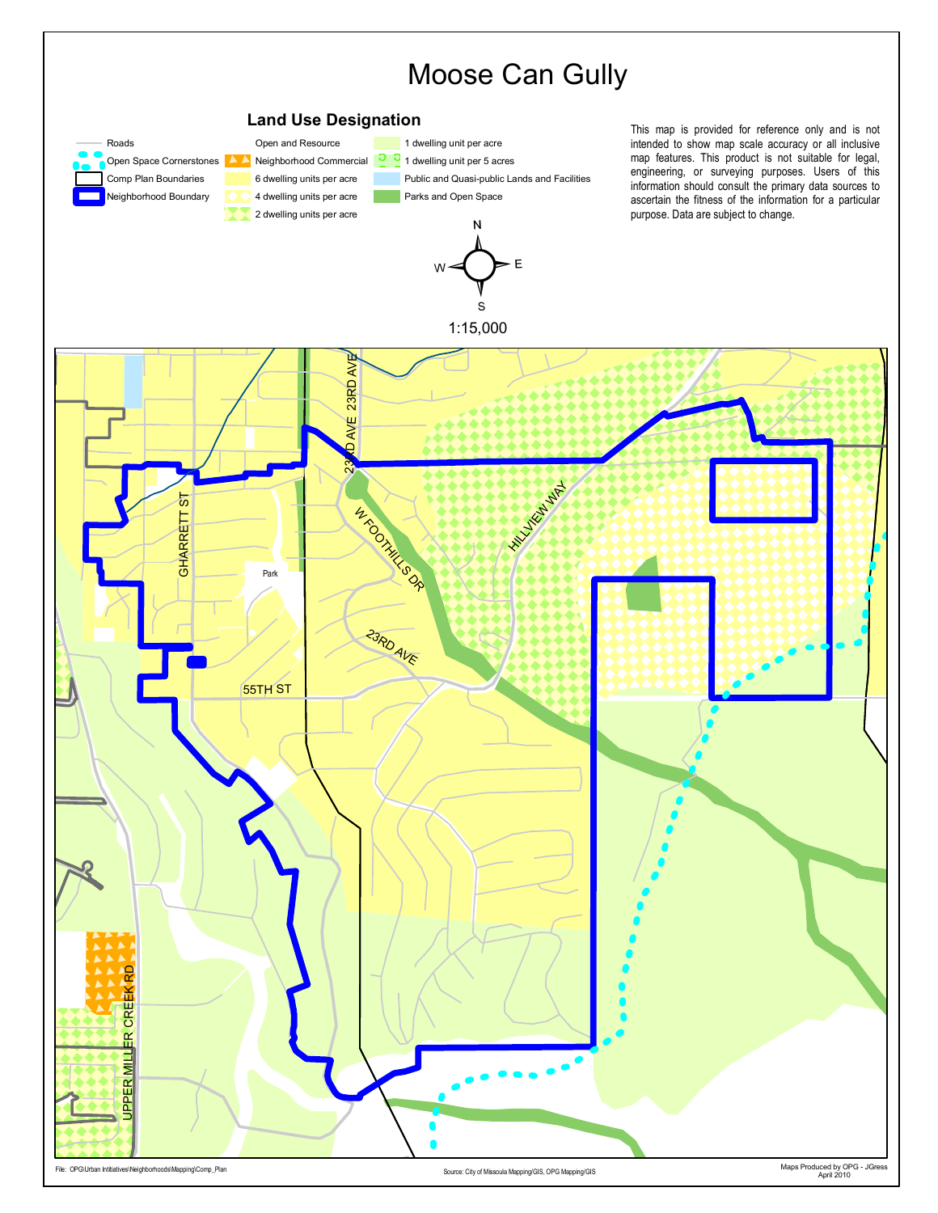# Moose Can Gully

## Land Use Designation

- Roads
- Open Space Cornerstones
- Comp Plan Boundaries
- Neighborhood Boundary
- Open and Resource
- Neighborhood Commercial
- 6 dwelling units per acre
- 4 dwelling units per acre
- 2 dwelling units per acre
- 1 dwelling unit per acre
- 1 dwelling unit per 5 acres
- Public and Quasi-public Lands and Facilities
- Parks and Open Space

This map is provided for reference only and is not intended to show map scale accuracy or all inclusive map features. This product is not suitable for legal, engineering, or surveying purposes. Users of this information should consult the primary data sources to ascertain the fitness of the information for a particular purpose. Data are subject to change.

N E S W

1:15,000

23RD AVE

23RD AVE

GHARRETT ST

W FOOTHILLS DR

HILLVIEW WAY

Park

23RD AVE

55TH ST

UPPER MILLER CREEK RD

File: OPG\Urban Initiatives\Neighborhoods\Mapping\Comp_Plan

Source: City of Missoula Mapping/GIS, OPG Mapping/GIS

Maps Produced by OPG - JGress
April 2010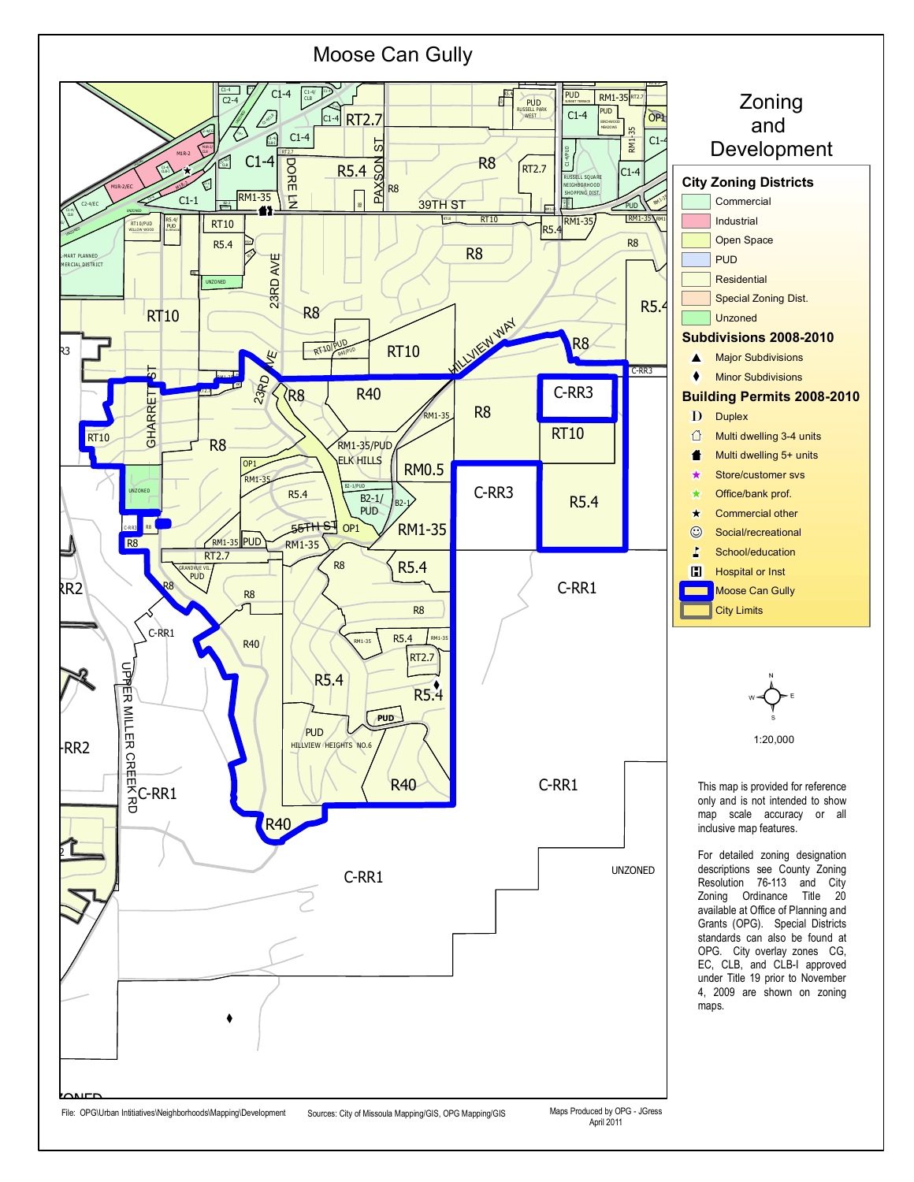# Moose Can Gully

## Zoning and Development

### City Zoning Districts

- Commercial
- Industrial
- Open Space
- PUD
- Residential
- Special Zoning Dist.
- Unzoned

### Subdivisions 2008-2010

- Major Subdivisions
- Minor Subdivisions

### Building Permits 2008-2010

- Duplex
- Multi dwelling 3-4 units
- Multi dwelling 5+ units
- Store/customer svs
- Office/bank prof.
- Commercial other
- Social/recreational
- School/education
- Hospital or Inst
- Moose Can Gully
- City Limits

1:20,000

This map is provided for reference only and is not intended to show map scale accuracy or all inclusive map features.

For detailed zoning designation descriptions see County Zoning Resolution 76-113 and City Zoning Ordinance Title 20 available at Office of Planning and Grants (OPG). Special Districts standards can also be found at OPG. City overlay zones CG, EC, CLB, and CLB-I approved under Title 19 prior to November 4, 2009 are shown on zoning maps.

File: OPG\Urban Initiatives\Neighborhoods\Mapping\Development

Sources: City of Missoula Mapping/GIS, OPG Mapping/GIS

Maps Produced by OPG - JGress
April 2011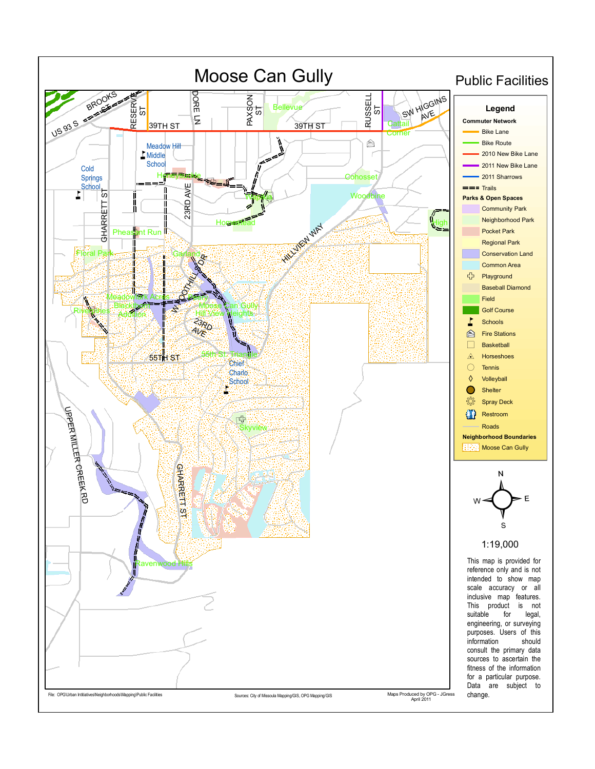# Moose Can Gully

## Public Facilities

**Legend**

**Commuter Network**
- Bike Lane
- Bike Route
- 2010 New Bike Lane
- 2011 New Bike Lane
- 2011 Sharrows
- Trails

**Parks & Open Spaces**
- Community Park
- Neighborhood Park
- Pocket Park
- Regional Park
- Conservation Land
- Common Area
- Playground
- Baseball Diamond
- Field
- Golf Course
- Schools
- Fire Stations
- Basketball
- Horseshoes
- Tennis
- Volleyball
- Shelter
- Spray Deck
- Restroom
- Roads

**Neighborhood Boundaries**
- Moose Can Gully

1:19,000

This map is provided for reference only and is not intended to show map scale accuracy or all inclusive map features. This product is not suitable for legal, engineering, or surveying purposes. Users of this information should consult the primary data sources to ascertain the fitness of the information for a particular purpose. Data are subject to change.

File: OPG\Urban Initiatives\Neighborhoods\Mapping\Public Facilities

Sources: City of Missoula Mapping/GIS, OPG Mapping/GIS

Maps Produced by OPG - JGress
April 2011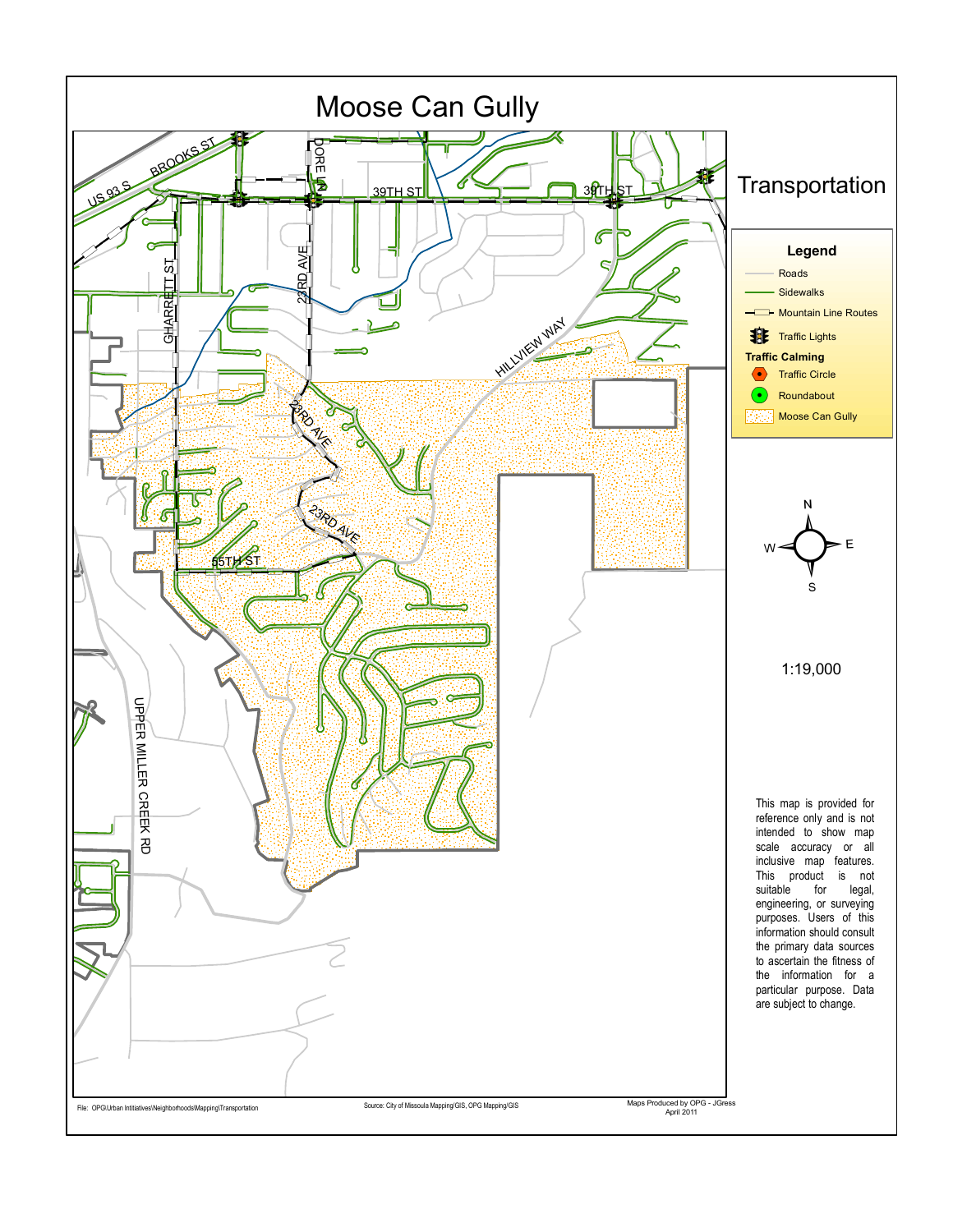# Moose Can Gully

## Transportation

US 93 S

BROOKS ST

DORE LN

39TH ST

39TH ST

GHARRETT ST

23RD AVE

HILLVIEW WAY

23RD AVE

23RD AVE

55TH ST

UPPER MILLER CREEK RD

**Legend**

- Roads
- Sidewalks
- Mountain Line Routes
- Traffic Lights

**Traffic Calming**

- Traffic Circle
- Roundabout
- Moose Can Gully

N

E

S

W

1:19,000

This map is provided for reference only and is not intended to show map scale accuracy or all inclusive map features. This product is not suitable for legal, engineering, or surveying purposes. Users of this information should consult the primary data sources to ascertain the fitness of the information for a particular purpose. Data are subject to change.

File: OPG\Urban Intitiatives\Neighborhoods\Mapping\Transportation

Source: City of Missoula Mapping/GIS, OPG Mapping/GIS

Maps Produced by OPG - JGress
April 2011